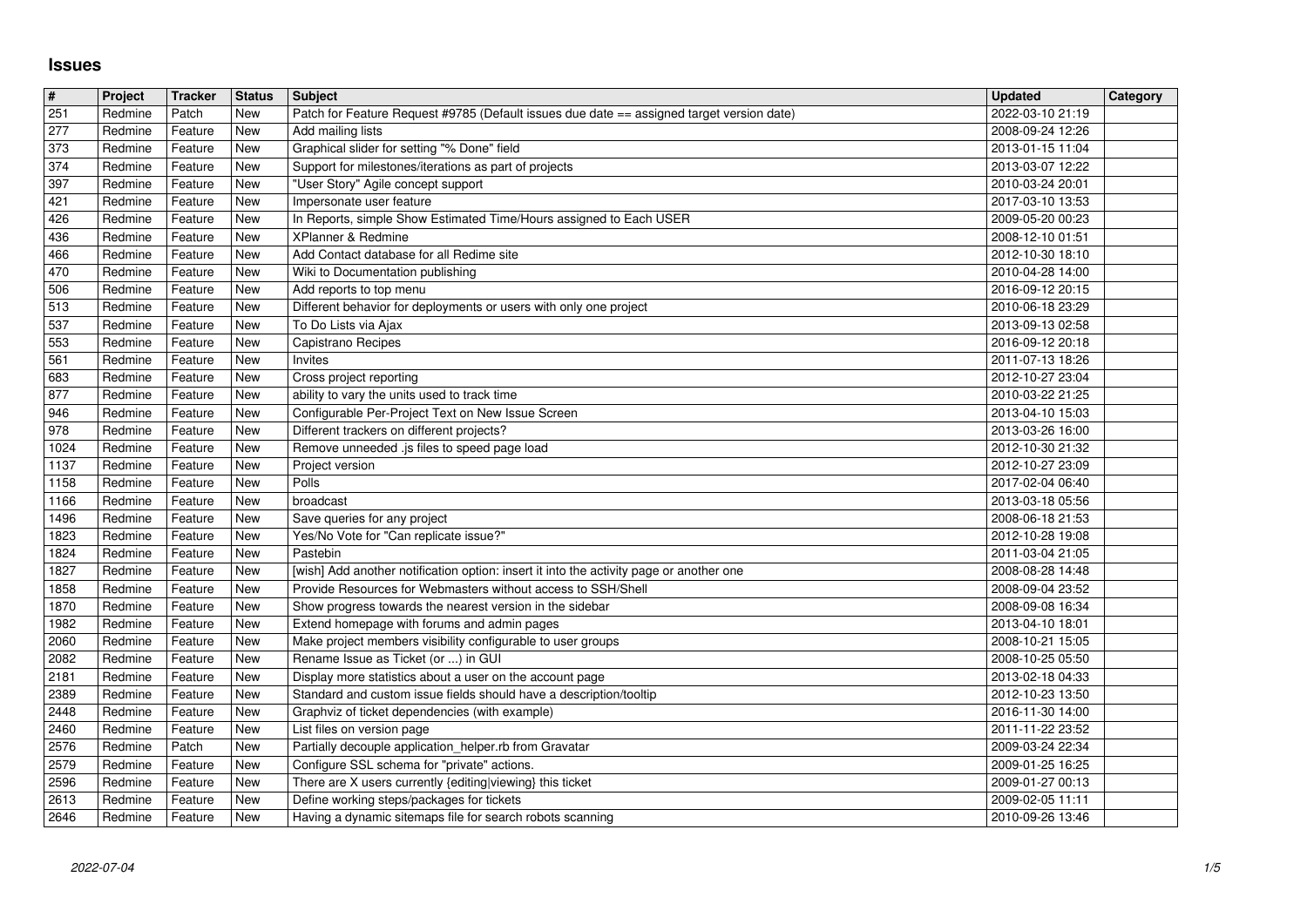# Issues

| # | Project | Tracker | Status | Subject | Updated | Category |
|---|---|---|---|---|---|---|
| 251 | Redmine | Patch | New | Patch for Feature Request #9785 (Default issues due date == assigned target version date) | 2022-03-10 21:19 | |
| 277 | Redmine | Feature | New | Add mailing lists | 2008-09-24 12:26 | |
| 373 | Redmine | Feature | New | Graphical slider for setting "% Done" field | 2013-01-15 11:04 | |
| 374 | Redmine | Feature | New | Support for milestones/iterations as part of projects | 2013-03-07 12:22 | |
| 397 | Redmine | Feature | New | "User Story" Agile concept support | 2010-03-24 20:01 | |
| 421 | Redmine | Feature | New | Impersonate user feature | 2017-03-10 13:53 | |
| 426 | Redmine | Feature | New | In Reports, simple Show Estimated Time/Hours assigned to Each USER | 2009-05-20 00:23 | |
| 436 | Redmine | Feature | New | XPlanner & Redmine | 2008-12-10 01:51 | |
| 466 | Redmine | Feature | New | Add Contact database for all Redime site | 2012-10-30 18:10 | |
| 470 | Redmine | Feature | New | Wiki to Documentation publishing | 2010-04-28 14:00 | |
| 506 | Redmine | Feature | New | Add reports to top menu | 2016-09-12 20:15 | |
| 513 | Redmine | Feature | New | Different behavior for deployments or users with only one project | 2010-06-18 23:29 | |
| 537 | Redmine | Feature | New | To Do Lists via Ajax | 2013-09-13 02:58 | |
| 553 | Redmine | Feature | New | Capistrano Recipes | 2016-09-12 20:18 | |
| 561 | Redmine | Feature | New | Invites | 2011-07-13 18:26 | |
| 683 | Redmine | Feature | New | Cross project reporting | 2012-10-27 23:04 | |
| 877 | Redmine | Feature | New | ability to vary the units used to track time | 2010-03-22 21:25 | |
| 946 | Redmine | Feature | New | Configurable Per-Project Text on New Issue Screen | 2013-04-10 15:03 | |
| 978 | Redmine | Feature | New | Different trackers on different projects? | 2013-03-26 16:00 | |
| 1024 | Redmine | Feature | New | Remove unneeded .js files to speed page load | 2012-10-30 21:32 | |
| 1137 | Redmine | Feature | New | Project version | 2012-10-27 23:09 | |
| 1158 | Redmine | Feature | New | Polls | 2017-02-04 06:40 | |
| 1166 | Redmine | Feature | New | broadcast | 2013-03-18 05:56 | |
| 1496 | Redmine | Feature | New | Save queries for any project | 2008-06-18 21:53 | |
| 1823 | Redmine | Feature | New | Yes/No Vote for "Can replicate issue?" | 2012-10-28 19:08 | |
| 1824 | Redmine | Feature | New | Pastebin | 2011-03-04 21:05 | |
| 1827 | Redmine | Feature | New | [wish] Add another notification option: insert it into the activity page or another one | 2008-08-28 14:48 | |
| 1858 | Redmine | Feature | New | Provide Resources for Webmasters without access to SSH/Shell | 2008-09-04 23:52 | |
| 1870 | Redmine | Feature | New | Show progress towards the nearest version in the sidebar | 2008-09-08 16:34 | |
| 1982 | Redmine | Feature | New | Extend homepage with forums and admin pages | 2013-04-10 18:01 | |
| 2060 | Redmine | Feature | New | Make project members visibility configurable to user groups | 2008-10-21 15:05 | |
| 2082 | Redmine | Feature | New | Rename Issue as Ticket (or ...) in GUI | 2008-10-25 05:50 | |
| 2181 | Redmine | Feature | New | Display more statistics about a user on the account page | 2013-02-18 04:33 | |
| 2389 | Redmine | Feature | New | Standard and custom issue fields should have a description/tooltip | 2012-10-23 13:50 | |
| 2448 | Redmine | Feature | New | Graphviz of ticket dependencies (with example) | 2016-11-30 14:00 | |
| 2460 | Redmine | Feature | New | List files on version page | 2011-11-22 23:52 | |
| 2576 | Redmine | Patch | New | Partially decouple application_helper.rb from Gravatar | 2009-03-24 22:34 | |
| 2579 | Redmine | Feature | New | Configure SSL schema for "private" actions. | 2009-01-25 16:25 | |
| 2596 | Redmine | Feature | New | There are X users currently {editing\|viewing} this ticket | 2009-01-27 00:13 | |
| 2613 | Redmine | Feature | New | Define working steps/packages for tickets | 2009-02-05 11:11 | |
| 2646 | Redmine | Feature | New | Having a dynamic sitemaps file for search robots scanning | 2010-09-26 13:46 | |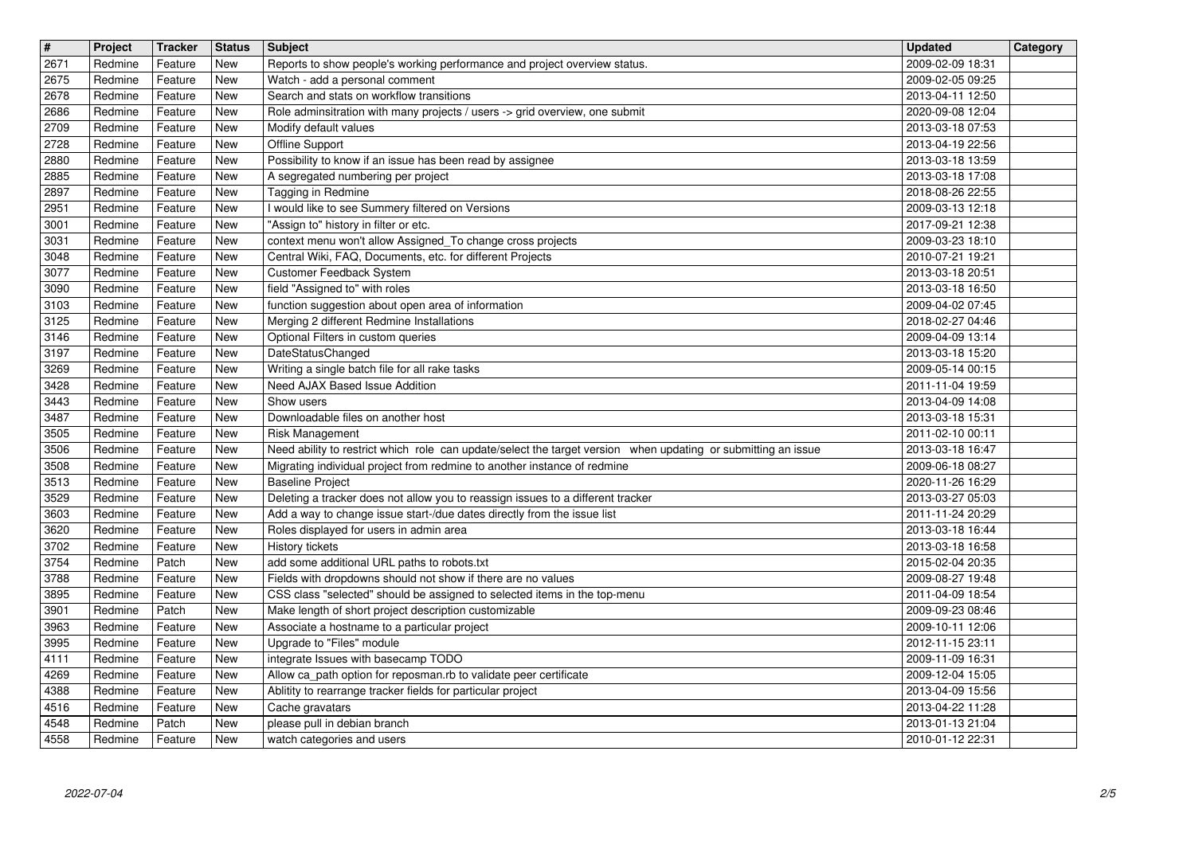| # | Project | Tracker | Status | Subject | Updated | Category |
|---|---|---|---|---|---|---|
| 2671 | Redmine | Feature | New | Reports to show people's working performance and project overview status. | 2009-02-09 18:31 | |
| 2675 | Redmine | Feature | New | Watch - add a personal comment | 2009-02-05 09:25 | |
| 2678 | Redmine | Feature | New | Search and stats on workflow transitions | 2013-04-11 12:50 | |
| 2686 | Redmine | Feature | New | Role adminsitration with many projects / users -> grid overview, one submit | 2020-09-08 12:04 | |
| 2709 | Redmine | Feature | New | Modify default values | 2013-03-18 07:53 | |
| 2728 | Redmine | Feature | New | Offline Support | 2013-04-19 22:56 | |
| 2880 | Redmine | Feature | New | Possibility to know if an issue has been read by assignee | 2013-03-18 13:59 | |
| 2885 | Redmine | Feature | New | A segregated numbering per project | 2013-03-18 17:08 | |
| 2897 | Redmine | Feature | New | Tagging in Redmine | 2018-08-26 22:55 | |
| 2951 | Redmine | Feature | New | I would like to see Summery filtered on Versions | 2009-03-13 12:18 | |
| 3001 | Redmine | Feature | New | "Assign to" history in filter or etc. | 2017-09-21 12:38 | |
| 3031 | Redmine | Feature | New | context menu won't allow Assigned_To change cross projects | 2009-03-23 18:10 | |
| 3048 | Redmine | Feature | New | Central Wiki, FAQ, Documents, etc. for different Projects | 2010-07-21 19:21 | |
| 3077 | Redmine | Feature | New | Customer Feedback System | 2013-03-18 20:51 | |
| 3090 | Redmine | Feature | New | field "Assigned to" with roles | 2013-03-18 16:50 | |
| 3103 | Redmine | Feature | New | function suggestion about open area of information | 2009-04-02 07:45 | |
| 3125 | Redmine | Feature | New | Merging 2 different Redmine Installations | 2018-02-27 04:46 | |
| 3146 | Redmine | Feature | New | Optional Filters in custom queries | 2009-04-09 13:14 | |
| 3197 | Redmine | Feature | New | DateStatusChanged | 2013-03-18 15:20 | |
| 3269 | Redmine | Feature | New | Writing a single batch file for all rake tasks | 2009-05-14 00:15 | |
| 3428 | Redmine | Feature | New | Need AJAX Based Issue Addition | 2011-11-04 19:59 | |
| 3443 | Redmine | Feature | New | Show users | 2013-04-09 14:08 | |
| 3487 | Redmine | Feature | New | Downloadable files on another host | 2013-03-18 15:31 | |
| 3505 | Redmine | Feature | New | Risk Management | 2011-02-10 00:11 | |
| 3506 | Redmine | Feature | New | Need ability to restrict which role can update/select the target version when updating or submitting an issue | 2013-03-18 16:47 | |
| 3508 | Redmine | Feature | New | Migrating individual project from redmine to another instance of redmine | 2009-06-18 08:27 | |
| 3513 | Redmine | Feature | New | Baseline Project | 2020-11-26 16:29 | |
| 3529 | Redmine | Feature | New | Deleting a tracker does not allow you to reassign issues to a different tracker | 2013-03-27 05:03 | |
| 3603 | Redmine | Feature | New | Add a way to change issue start-/due dates directly from the issue list | 2011-11-24 20:29 | |
| 3620 | Redmine | Feature | New | Roles displayed for users in admin area | 2013-03-18 16:44 | |
| 3702 | Redmine | Feature | New | History tickets | 2013-03-18 16:58 | |
| 3754 | Redmine | Patch | New | add some additional URL paths to robots.txt | 2015-02-04 20:35 | |
| 3788 | Redmine | Feature | New | Fields with dropdowns should not show if there are no values | 2009-08-27 19:48 | |
| 3895 | Redmine | Feature | New | CSS class "selected" should be assigned to selected items in the top-menu | 2011-04-09 18:54 | |
| 3901 | Redmine | Patch | New | Make length of short project description customizable | 2009-09-23 08:46 | |
| 3963 | Redmine | Feature | New | Associate a hostname to a particular project | 2009-10-11 12:06 | |
| 3995 | Redmine | Feature | New | Upgrade to "Files" module | 2012-11-15 23:11 | |
| 4111 | Redmine | Feature | New | integrate Issues with basecamp TODO | 2009-11-09 16:31 | |
| 4269 | Redmine | Feature | New | Allow ca_path option for reposman.rb to validate peer certificate | 2009-12-04 15:05 | |
| 4388 | Redmine | Feature | New | Ablitity to rearrange tracker fields for particular project | 2013-04-09 15:56 | |
| 4516 | Redmine | Feature | New | Cache gravatars | 2013-04-22 11:28 | |
| 4548 | Redmine | Patch | New | please pull in debian branch | 2013-01-13 21:04 | |
| 4558 | Redmine | Feature | New | watch categories and users | 2010-01-12 22:31 | |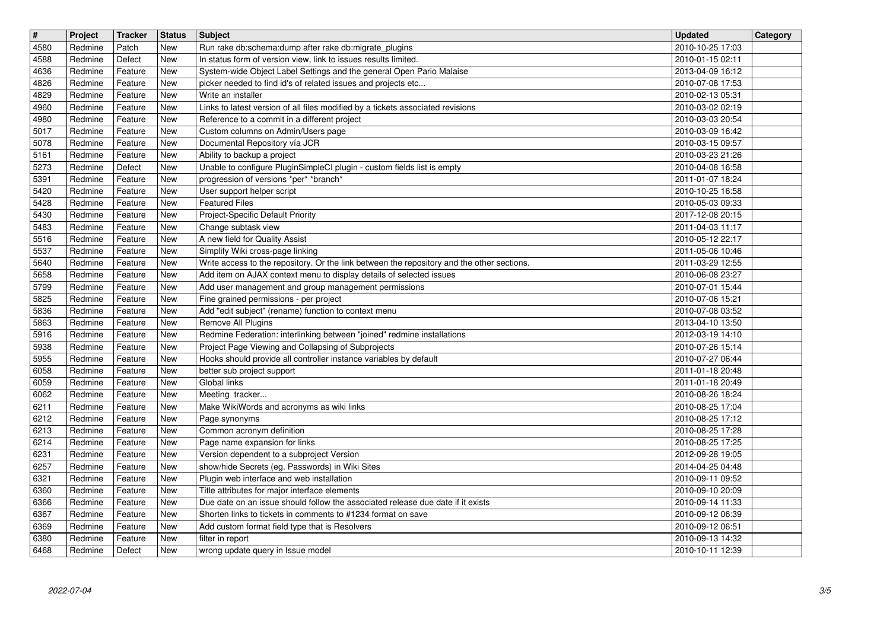| # | Project | Tracker | Status | Subject | Updated | Category |
| --- | --- | --- | --- | --- | --- | --- |
| 4580 | Redmine | Patch | New | Run rake db:schema:dump after rake db:migrate_plugins | 2010-10-25 17:03 | |
| 4588 | Redmine | Defect | New | In status form of version view, link to issues results limited. | 2010-01-15 02:11 | |
| 4636 | Redmine | Feature | New | System-wide Object Label Settings and the general Open Pario Malaise | 2013-04-09 16:12 | |
| 4826 | Redmine | Feature | New | picker needed to find id's of related issues and projects etc... | 2010-07-08 17:53 | |
| 4829 | Redmine | Feature | New | Write an installer | 2010-02-13 05:31 | |
| 4960 | Redmine | Feature | New | Links to latest version of all files modified by a tickets associated revisions | 2010-03-02 02:19 | |
| 4980 | Redmine | Feature | New | Reference to a commit in a different project | 2010-03-03 20:54 | |
| 5017 | Redmine | Feature | New | Custom columns on Admin/Users page | 2010-03-09 16:42 | |
| 5078 | Redmine | Feature | New | Documental Repository vía JCR | 2010-03-15 09:57 | |
| 5161 | Redmine | Feature | New | Ability to backup a project | 2010-03-23 21:26 | |
| 5273 | Redmine | Defect | New | Unable to configure PluginSimpleCI plugin - custom fields list is empty | 2010-04-08 16:58 | |
| 5391 | Redmine | Feature | New | progression of versions *per* *branch* | 2011-01-07 18:24 | |
| 5420 | Redmine | Feature | New | User support helper script | 2010-10-25 16:58 | |
| 5428 | Redmine | Feature | New | Featured Files | 2010-05-03 09:33 | |
| 5430 | Redmine | Feature | New | Project-Specific Default Priority | 2017-12-08 20:15 | |
| 5483 | Redmine | Feature | New | Change subtask view | 2011-04-03 11:17 | |
| 5516 | Redmine | Feature | New | A new field for Quality Assist | 2010-05-12 22:17 | |
| 5537 | Redmine | Feature | New | Simplify Wiki cross-page linking | 2011-05-06 10:46 | |
| 5640 | Redmine | Feature | New | Write access to the repository. Or the link between the repository and the other sections. | 2011-03-29 12:55 | |
| 5658 | Redmine | Feature | New | Add item on AJAX context menu to display details of selected issues | 2010-06-08 23:27 | |
| 5799 | Redmine | Feature | New | Add user management and group management permissions | 2010-07-01 15:44 | |
| 5825 | Redmine | Feature | New | Fine grained permissions - per project | 2010-07-06 15:21 | |
| 5836 | Redmine | Feature | New | Add "edit subject" (rename) function to context menu | 2010-07-08 03:52 | |
| 5863 | Redmine | Feature | New | Remove All Plugins | 2013-04-10 13:50 | |
| 5916 | Redmine | Feature | New | Redmine Federation: interlinking between "joined" redmine installations | 2012-03-19 14:10 | |
| 5938 | Redmine | Feature | New | Project Page Viewing and Collapsing of Subprojects | 2010-07-26 15:14 | |
| 5955 | Redmine | Feature | New | Hooks should provide all controller instance variables by default | 2010-07-27 06:44 | |
| 6058 | Redmine | Feature | New | better sub project support | 2011-01-18 20:48 | |
| 6059 | Redmine | Feature | New | Global links | 2011-01-18 20:49 | |
| 6062 | Redmine | Feature | New | Meeting tracker... | 2010-08-26 18:24 | |
| 6211 | Redmine | Feature | New | Make WikiWords and acronyms as wiki links | 2010-08-25 17:04 | |
| 6212 | Redmine | Feature | New | Page synonyms | 2010-08-25 17:12 | |
| 6213 | Redmine | Feature | New | Common acronym definition | 2010-08-25 17:28 | |
| 6214 | Redmine | Feature | New | Page name expansion for links | 2010-08-25 17:25 | |
| 6231 | Redmine | Feature | New | Version dependent to a subproject Version | 2012-09-28 19:05 | |
| 6257 | Redmine | Feature | New | show/hide Secrets (eg. Passwords) in Wiki Sites | 2014-04-25 04:48 | |
| 6321 | Redmine | Feature | New | Plugin web interface and web installation | 2010-09-11 09:52 | |
| 6360 | Redmine | Feature | New | Title attributes for major interface elements | 2010-09-10 20:09 | |
| 6366 | Redmine | Feature | New | Due date on an issue should follow the associated release due date if it exists | 2010-09-14 11:33 | |
| 6367 | Redmine | Feature | New | Shorten links to tickets in comments to #1234 format on save | 2010-09-12 06:39 | |
| 6369 | Redmine | Feature | New | Add custom format field type that is Resolvers | 2010-09-12 06:51 | |
| 6380 | Redmine | Feature | New | filter in report | 2010-09-13 14:32 | |
| 6468 | Redmine | Defect | New | wrong update query in Issue model | 2010-10-11 12:39 | |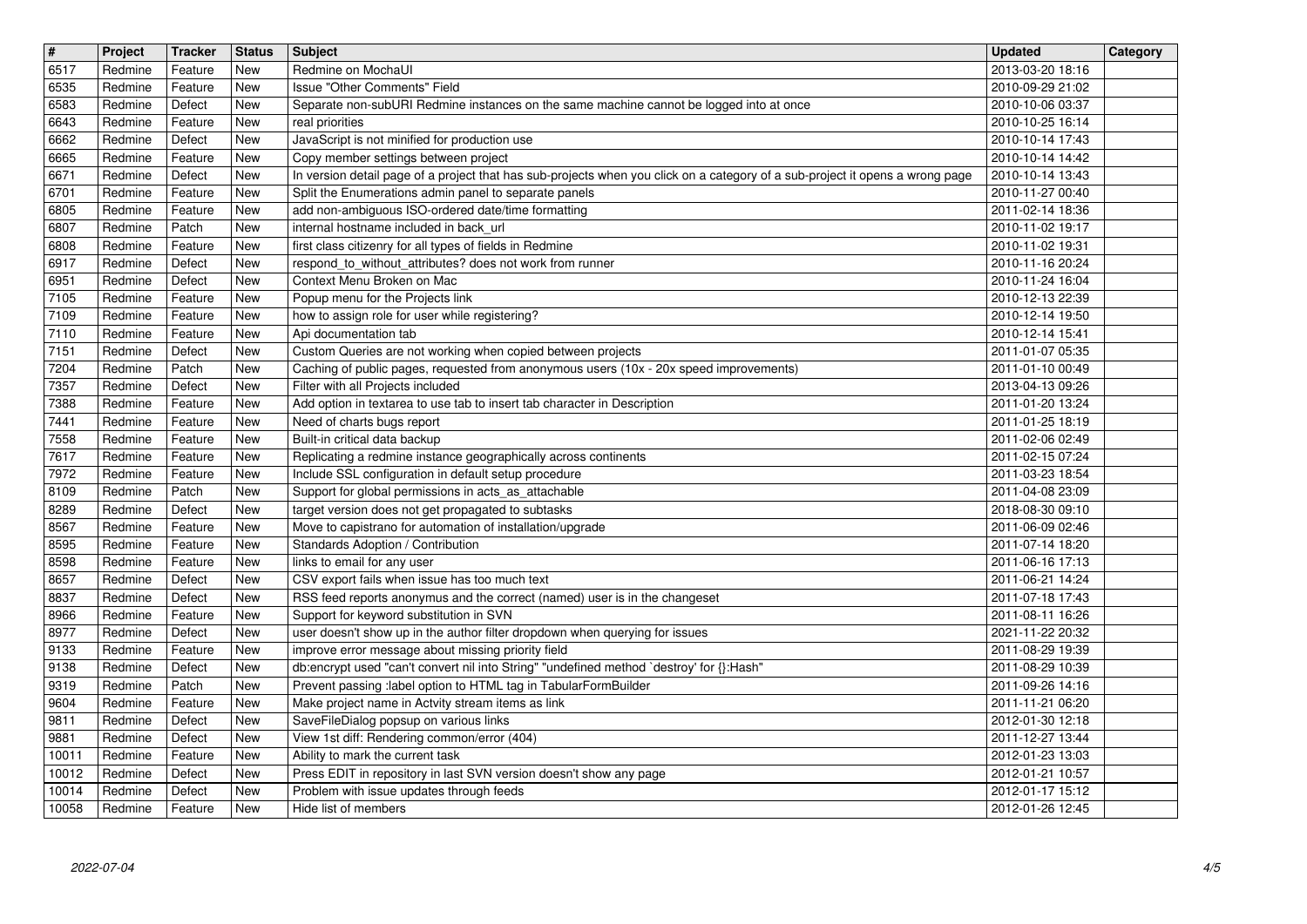| # | Project | Tracker | Status | Subject | Updated | Category |
|---|---|---|---|---|---|---|
| 6517 | Redmine | Feature | New | Redmine on MochaUI | 2013-03-20 18:16 | |
| 6535 | Redmine | Feature | New | Issue "Other Comments" Field | 2010-09-29 21:02 | |
| 6583 | Redmine | Defect | New | Separate non-subURI Redmine instances on the same machine cannot be logged into at once | 2010-10-06 03:37 | |
| 6643 | Redmine | Feature | New | real priorities | 2010-10-25 16:14 | |
| 6662 | Redmine | Defect | New | JavaScript is not minified for production use | 2010-10-14 17:43 | |
| 6665 | Redmine | Feature | New | Copy member settings between project | 2010-10-14 14:42 | |
| 6671 | Redmine | Defect | New | In version detail page of a project that has sub-projects when you click on a category of a sub-project it opens a wrong page | 2010-10-14 13:43 | |
| 6701 | Redmine | Feature | New | Split the Enumerations admin panel to separate panels | 2010-11-27 00:40 | |
| 6805 | Redmine | Feature | New | add non-ambiguous ISO-ordered date/time formatting | 2011-02-14 18:36 | |
| 6807 | Redmine | Patch | New | internal hostname included in back_url | 2010-11-02 19:17 | |
| 6808 | Redmine | Feature | New | first class citizenry for all types of fields in Redmine | 2010-11-02 19:31 | |
| 6917 | Redmine | Defect | New | respond_to_without_attributes? does not work from runner | 2010-11-16 20:24 | |
| 6951 | Redmine | Defect | New | Context Menu Broken on Mac | 2010-11-24 16:04 | |
| 7105 | Redmine | Feature | New | Popup menu for the Projects link | 2010-12-13 22:39 | |
| 7109 | Redmine | Feature | New | how to assign role for user while registering? | 2010-12-14 19:50 | |
| 7110 | Redmine | Feature | New | Api documentation tab | 2010-12-14 15:41 | |
| 7151 | Redmine | Defect | New | Custom Queries are not working when copied between projects | 2011-01-07 05:35 | |
| 7204 | Redmine | Patch | New | Caching of public pages, requested from anonymous users (10x - 20x speed improvements) | 2011-01-10 00:49 | |
| 7357 | Redmine | Defect | New | Filter with all Projects included | 2013-04-13 09:26 | |
| 7388 | Redmine | Feature | New | Add option in textarea to use tab to insert tab character in Description | 2011-01-20 13:24 | |
| 7441 | Redmine | Feature | New | Need of charts bugs report | 2011-01-25 18:19 | |
| 7558 | Redmine | Feature | New | Built-in critical data backup | 2011-02-06 02:49 | |
| 7617 | Redmine | Feature | New | Replicating a redmine instance geographically across continents | 2011-02-15 07:24 | |
| 7972 | Redmine | Feature | New | Include SSL configuration in default setup procedure | 2011-03-23 18:54 | |
| 8109 | Redmine | Patch | New | Support for global permissions in acts_as_attachable | 2011-04-08 23:09 | |
| 8289 | Redmine | Defect | New | target version does not get propagated to subtasks | 2018-08-30 09:10 | |
| 8567 | Redmine | Feature | New | Move to capistrano for automation of installation/upgrade | 2011-06-09 02:46 | |
| 8595 | Redmine | Feature | New | Standards Adoption / Contribution | 2011-07-14 18:20 | |
| 8598 | Redmine | Feature | New | links to email for any user | 2011-06-16 17:13 | |
| 8657 | Redmine | Defect | New | CSV export fails when issue has too much text | 2011-06-21 14:24 | |
| 8837 | Redmine | Defect | New | RSS feed reports anonymus and the correct (named) user is in the changeset | 2011-07-18 17:43 | |
| 8966 | Redmine | Feature | New | Support for keyword substitution in SVN | 2011-08-11 16:26 | |
| 8977 | Redmine | Defect | New | user doesn't show up in the author filter dropdown when querying for issues | 2021-11-22 20:32 | |
| 9133 | Redmine | Feature | New | improve error message about missing priority field | 2011-08-29 19:39 | |
| 9138 | Redmine | Defect | New | db:encrypt used "can't convert nil into String" "undefined method `destroy' for {}:Hash" | 2011-08-29 10:39 | |
| 9319 | Redmine | Patch | New | Prevent passing :label option to HTML tag in TabularFormBuilder | 2011-09-26 14:16 | |
| 9604 | Redmine | Feature | New | Make project name in Actvity stream items as link | 2011-11-21 06:20 | |
| 9811 | Redmine | Defect | New | SaveFileDialog popsup on various links | 2012-01-30 12:18 | |
| 9881 | Redmine | Defect | New | View 1st diff: Rendering common/error (404) | 2011-12-27 13:44 | |
| 10011 | Redmine | Feature | New | Ability to mark the current task | 2012-01-23 13:03 | |
| 10012 | Redmine | Defect | New | Press EDIT in repository in last SVN version doesn't show any page | 2012-01-21 10:57 | |
| 10014 | Redmine | Defect | New | Problem with issue updates through feeds | 2012-01-17 15:12 | |
| 10058 | Redmine | Feature | New | Hide list of members | 2012-01-26 12:45 | |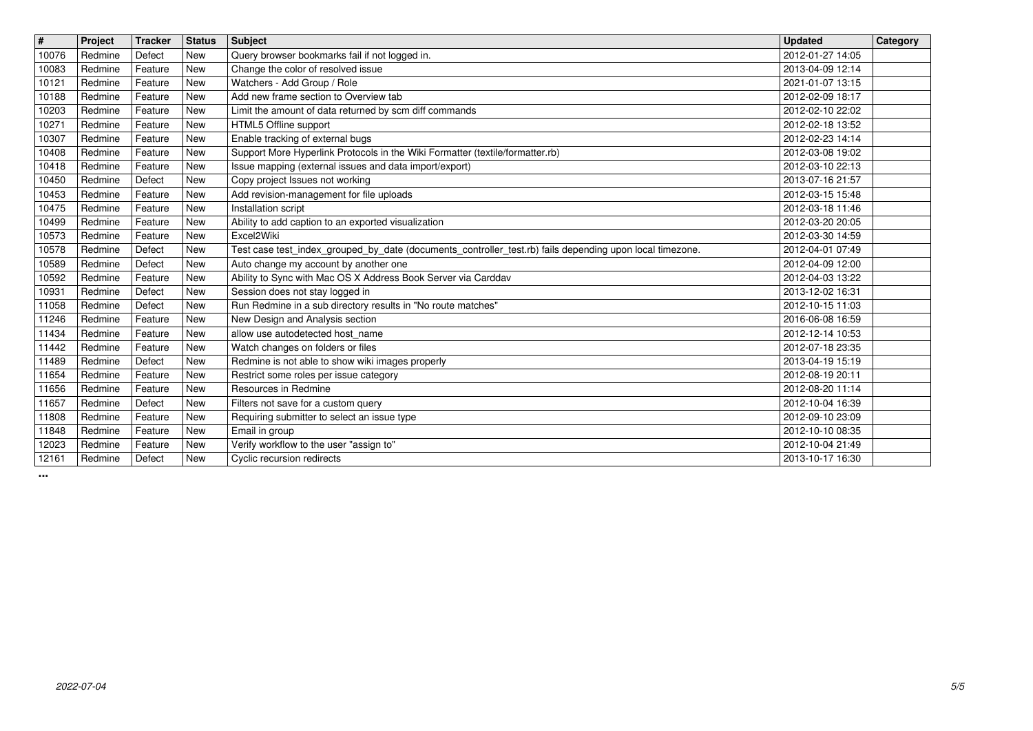| # | Project | Tracker | Status | Subject | Updated | Category |
|---|---|---|---|---|---|---|
| 10076 | Redmine | Defect | New | Query browser bookmarks fail if not logged in. | 2012-01-27 14:05 | |
| 10083 | Redmine | Feature | New | Change the color of resolved issue | 2013-04-09 12:14 | |
| 10121 | Redmine | Feature | New | Watchers - Add Group / Role | 2021-01-07 13:15 | |
| 10188 | Redmine | Feature | New | Add new frame section to Overview tab | 2012-02-09 18:17 | |
| 10203 | Redmine | Feature | New | Limit the amount of data returned by scm diff commands | 2012-02-10 22:02 | |
| 10271 | Redmine | Feature | New | HTML5 Offline support | 2012-02-18 13:52 | |
| 10307 | Redmine | Feature | New | Enable tracking of external bugs | 2012-02-23 14:14 | |
| 10408 | Redmine | Feature | New | Support More Hyperlink Protocols in the Wiki Formatter (textile/formatter.rb) | 2012-03-08 19:02 | |
| 10418 | Redmine | Feature | New | Issue mapping (external issues and data import/export) | 2012-03-10 22:13 | |
| 10450 | Redmine | Defect | New | Copy project Issues not working | 2013-07-16 21:57 | |
| 10453 | Redmine | Feature | New | Add revision-management for file uploads | 2012-03-15 15:48 | |
| 10475 | Redmine | Feature | New | Installation script | 2012-03-18 11:46 | |
| 10499 | Redmine | Feature | New | Ability to add caption to an exported visualization | 2012-03-20 20:05 | |
| 10573 | Redmine | Feature | New | Excel2Wiki | 2012-03-30 14:59 | |
| 10578 | Redmine | Defect | New | Test case test_index_grouped_by_date (documents_controller_test.rb) fails depending upon local timezone. | 2012-04-01 07:49 | |
| 10589 | Redmine | Defect | New | Auto change my account by another one | 2012-04-09 12:00 | |
| 10592 | Redmine | Feature | New | Ability to Sync with Mac OS X Address Book Server via Carddav | 2012-04-03 13:22 | |
| 10931 | Redmine | Defect | New | Session does not stay logged in | 2013-12-02 16:31 | |
| 11058 | Redmine | Defect | New | Run Redmine in a sub directory results in "No route matches" | 2012-10-15 11:03 | |
| 11246 | Redmine | Feature | New | New Design and Analysis section | 2016-06-08 16:59 | |
| 11434 | Redmine | Feature | New | allow use autodetected host_name | 2012-12-14 10:53 | |
| 11442 | Redmine | Feature | New | Watch changes on folders or files | 2012-07-18 23:35 | |
| 11489 | Redmine | Defect | New | Redmine is not able to show wiki images properly | 2013-04-19 15:19 | |
| 11654 | Redmine | Feature | New | Restrict some roles per issue category | 2012-08-19 20:11 | |
| 11656 | Redmine | Feature | New | Resources in Redmine | 2012-08-20 11:14 | |
| 11657 | Redmine | Defect | New | Filters not save for a custom query | 2012-10-04 16:39 | |
| 11808 | Redmine | Feature | New | Requiring submitter to select an issue type | 2012-09-10 23:09 | |
| 11848 | Redmine | Feature | New | Email in group | 2012-10-10 08:35 | |
| 12023 | Redmine | Feature | New | Verify workflow to the user "assign to" | 2012-10-04 21:49 | |
| 12161 | Redmine | Defect | New | Cyclic recursion redirects | 2013-10-17 16:30 | |

...